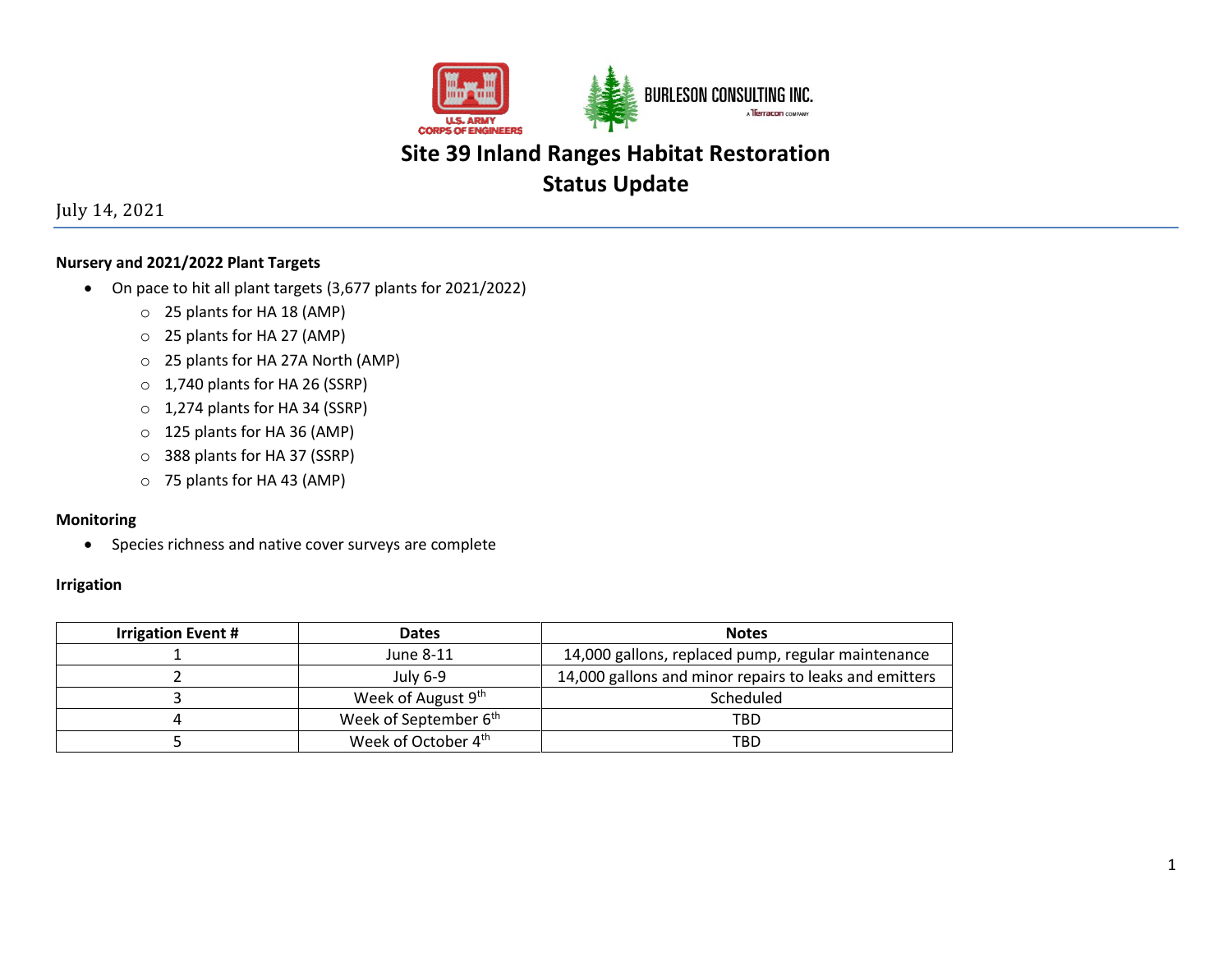# Site 39 Inland Ranges Habitat Restoration
# Status Update

July 14, 2021

### Nursery and 2021/2022 Plant Targets

- On pace to hit all plant targets (3,677 plants for 2021/2022)
  - 25 plants for HA 18 (AMP)
  - 25 plants for HA 27 (AMP)
  - 25 plants for HA 27A North (AMP)
  - 1,740 plants for HA 26 (SSRP)
  - 1,274 plants for HA 34 (SSRP)
  - 125 plants for HA 36 (AMP)
  - 388 plants for HA 37 (SSRP)
  - 75 plants for HA 43 (AMP)

### Monitoring

- Species richness and native cover surveys are complete

### Irrigation

| Irrigation Event # | Dates | Notes |
|---|---|---|
| 1 | June 8-11 | 14,000 gallons, replaced pump, regular maintenance |
| 2 | July 6-9 | 14,000 gallons and minor repairs to leaks and emitters |
| 3 | Week of August 9th | Scheduled |
| 4 | Week of September 6th | TBD |
| 5 | Week of October 4th | TBD |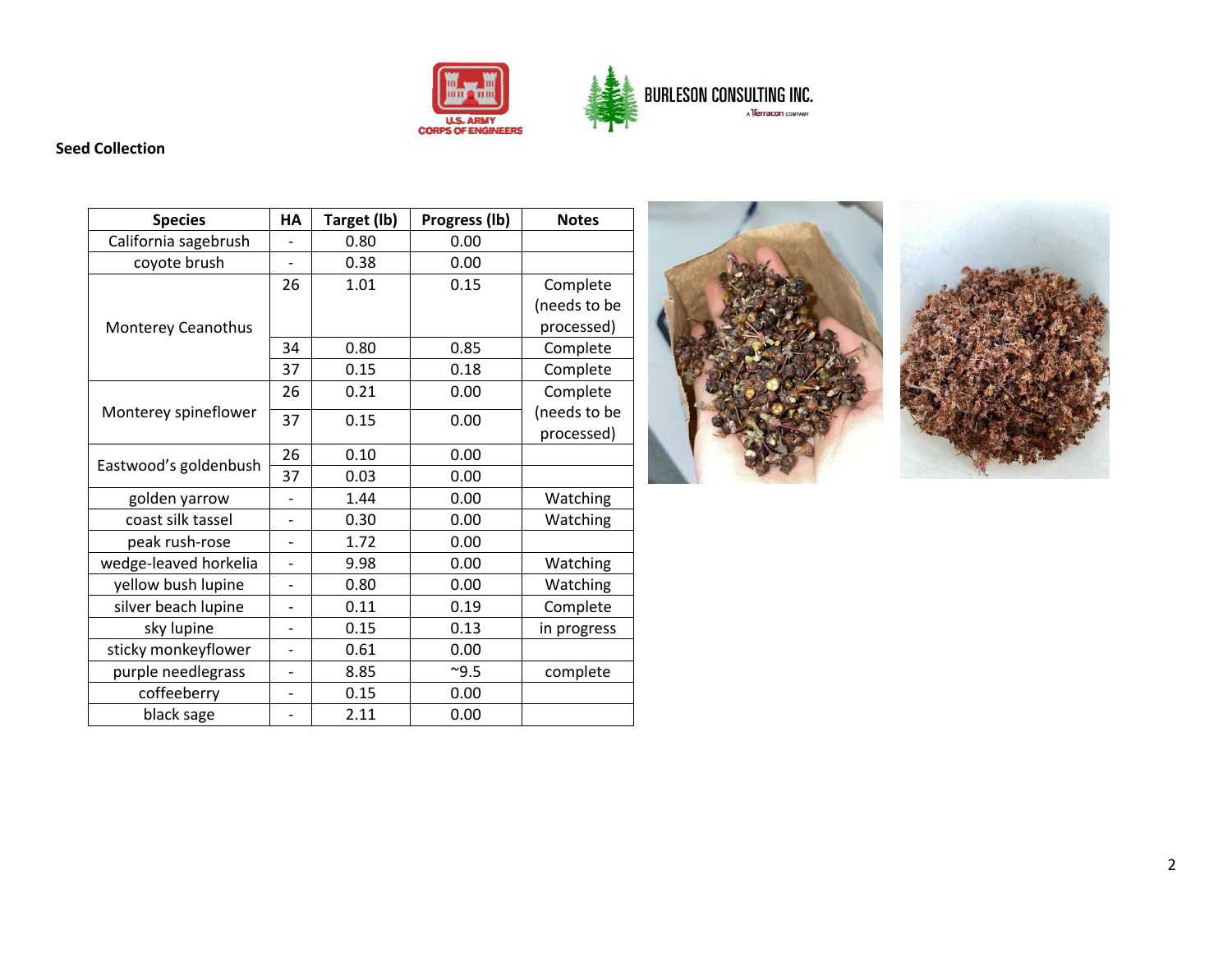**Seed Collection**

| Species | HA | Target (lb) | Progress (lb) | Notes |
|---|---|---|---|---|
| California sagebrush | - | 0.80 | 0.00 | |
| coyote brush | - | 0.38 | 0.00 | |
| Monterey Ceanothus | 26 | 1.01 | 0.15 | Complete (needs to be processed) |
| | 34 | 0.80 | 0.85 | Complete |
| | 37 | 0.15 | 0.18 | Complete |
| Monterey spineflower | 26 | 0.21 | 0.00 | Complete (needs to be processed) |
| | 37 | 0.15 | 0.00 | |
| Eastwood's goldenbush | 26 | 0.10 | 0.00 | |
| | 37 | 0.03 | 0.00 | |
| golden yarrow | - | 1.44 | 0.00 | Watching |
| coast silk tassel | - | 0.30 | 0.00 | Watching |
| peak rush-rose | - | 1.72 | 0.00 | |
| wedge-leaved horkelia | - | 9.98 | 0.00 | Watching |
| yellow bush lupine | - | 0.80 | 0.00 | Watching |
| silver beach lupine | - | 0.11 | 0.19 | Complete |
| sky lupine | - | 0.15 | 0.13 | in progress |
| sticky monkeyflower | - | 0.61 | 0.00 | |
| purple needlegrass | - | 8.85 | ~9.5 | complete |
| coffeeberry | - | 0.15 | 0.00 | |
| black sage | - | 2.11 | 0.00 | |